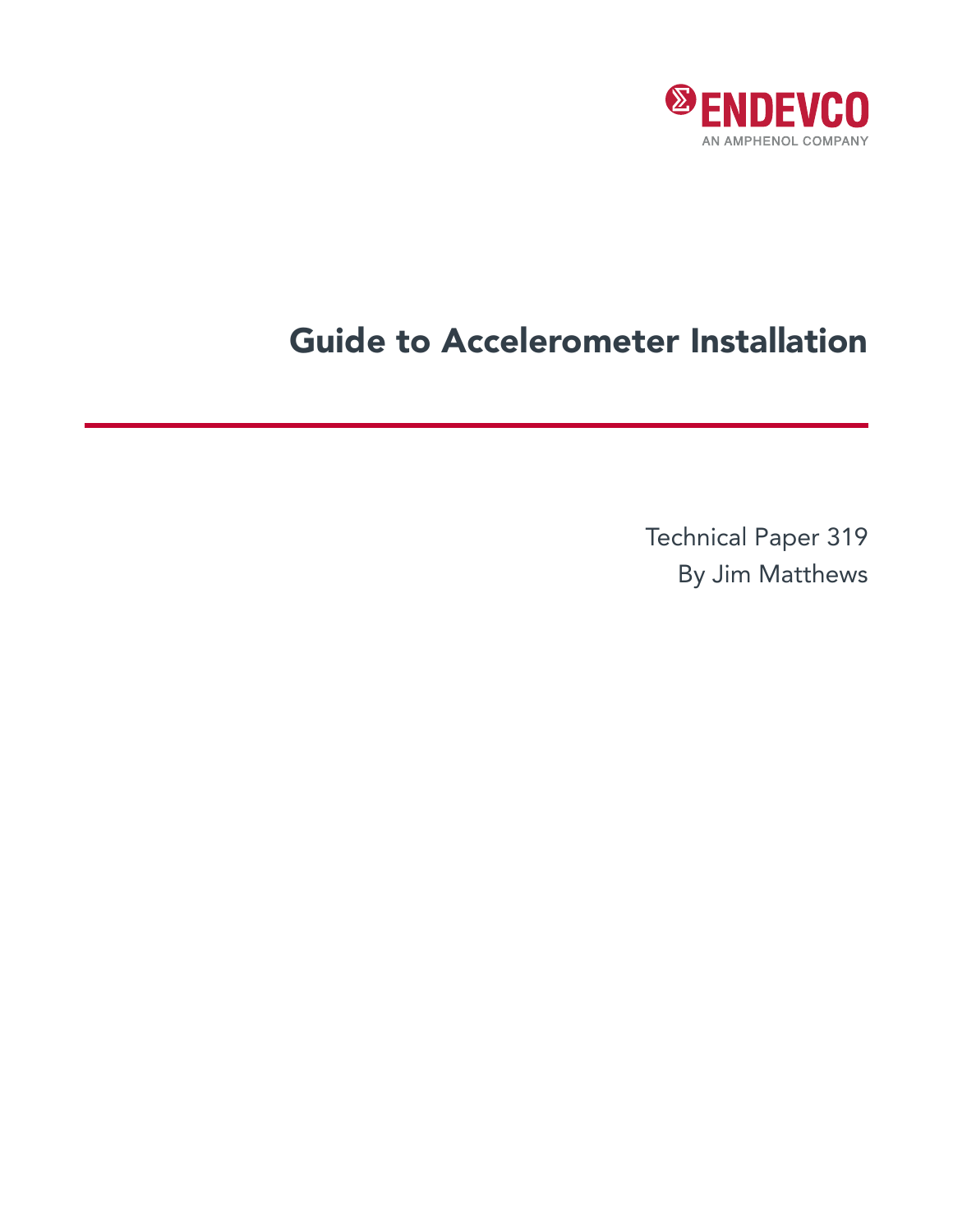ENDEVCO

AN AMPHENOL COMPANY

# Guide to Accelerometer Installation

Technical Paper 319

By Jim Matthews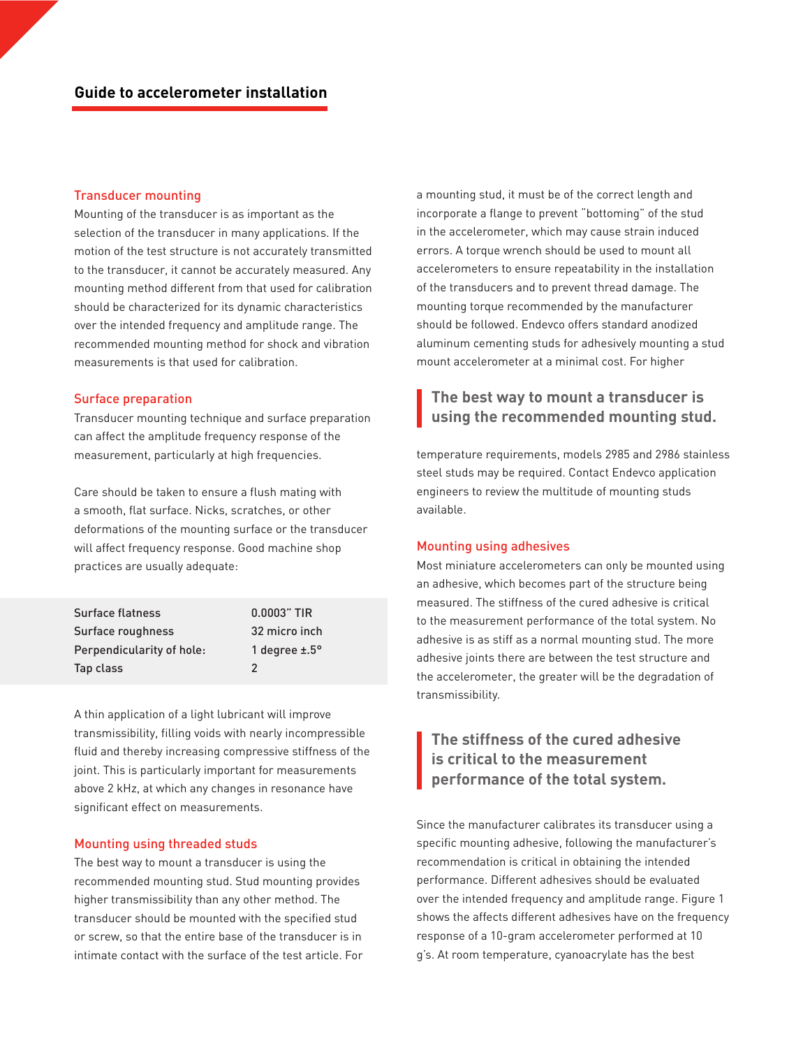## Guide to accelerometer installation

### Transducer mounting

Mounting of the transducer is as important as the selection of the transducer in many applications. If the motion of the test structure is not accurately transmitted to the transducer, it cannot be accurately measured. Any mounting method different from that used for calibration should be characterized for its dynamic characteristics over the intended frequency and amplitude range. The recommended mounting method for shock and vibration measurements is that used for calibration.

### Surface preparation

Transducer mounting technique and surface preparation can affect the amplitude frequency response of the measurement, particularly at high frequencies.

Care should be taken to ensure a flush mating with a smooth, flat surface. Nicks, scratches, or other deformations of the mounting surface or the transducer will affect frequency response. Good machine shop practices are usually adequate:

| | |
|---|---|
| Surface flatness | 0.0003" TIR |
| Surface roughness | 32 micro inch |
| Perpendicularity of hole: | 1 degree ±.5° |
| Tap class | 2 |

A thin application of a light lubricant will improve transmissibility, filling voids with nearly incompressible fluid and thereby increasing compressive stiffness of the joint. This is particularly important for measurements above 2 kHz, at which any changes in resonance have significant effect on measurements.

### Mounting using threaded studs

The best way to mount a transducer is using the recommended mounting stud. Stud mounting provides higher transmissibility than any other method. The transducer should be mounted with the specified stud or screw, so that the entire base of the transducer is in intimate contact with the surface of the test article. For a mounting stud, it must be of the correct length and incorporate a flange to prevent "bottoming" of the stud in the accelerometer, which may cause strain induced errors. A torque wrench should be used to mount all accelerometers to ensure repeatability in the installation of the transducers and to prevent thread damage. The mounting torque recommended by the manufacturer should be followed. Endevco offers standard anodized aluminum cementing studs for adhesively mounting a stud mount accelerometer at a minimal cost. For higher temperature requirements, models 2985 and 2986 stainless steel studs may be required. Contact Endevco application engineers to review the multitude of mounting studs available.

> **The best way to mount a transducer is using the recommended mounting stud.**

### Mounting using adhesives

Most miniature accelerometers can only be mounted using an adhesive, which becomes part of the structure being measured. The stiffness of the cured adhesive is critical to the measurement performance of the total system. No adhesive is as stiff as a normal mounting stud. The more adhesive joints there are between the test structure and the accelerometer, the greater will be the degradation of transmissibility.

> **The stiffness of the cured adhesive is critical to the measurement performance of the total system.**

Since the manufacturer calibrates its transducer using a specific mounting adhesive, following the manufacturer's recommendation is critical in obtaining the intended performance. Different adhesives should be evaluated over the intended frequency and amplitude range. Figure 1 shows the affects different adhesives have on the frequency response of a 10-gram accelerometer performed at 10 g's. At room temperature, cyanoacrylate has the best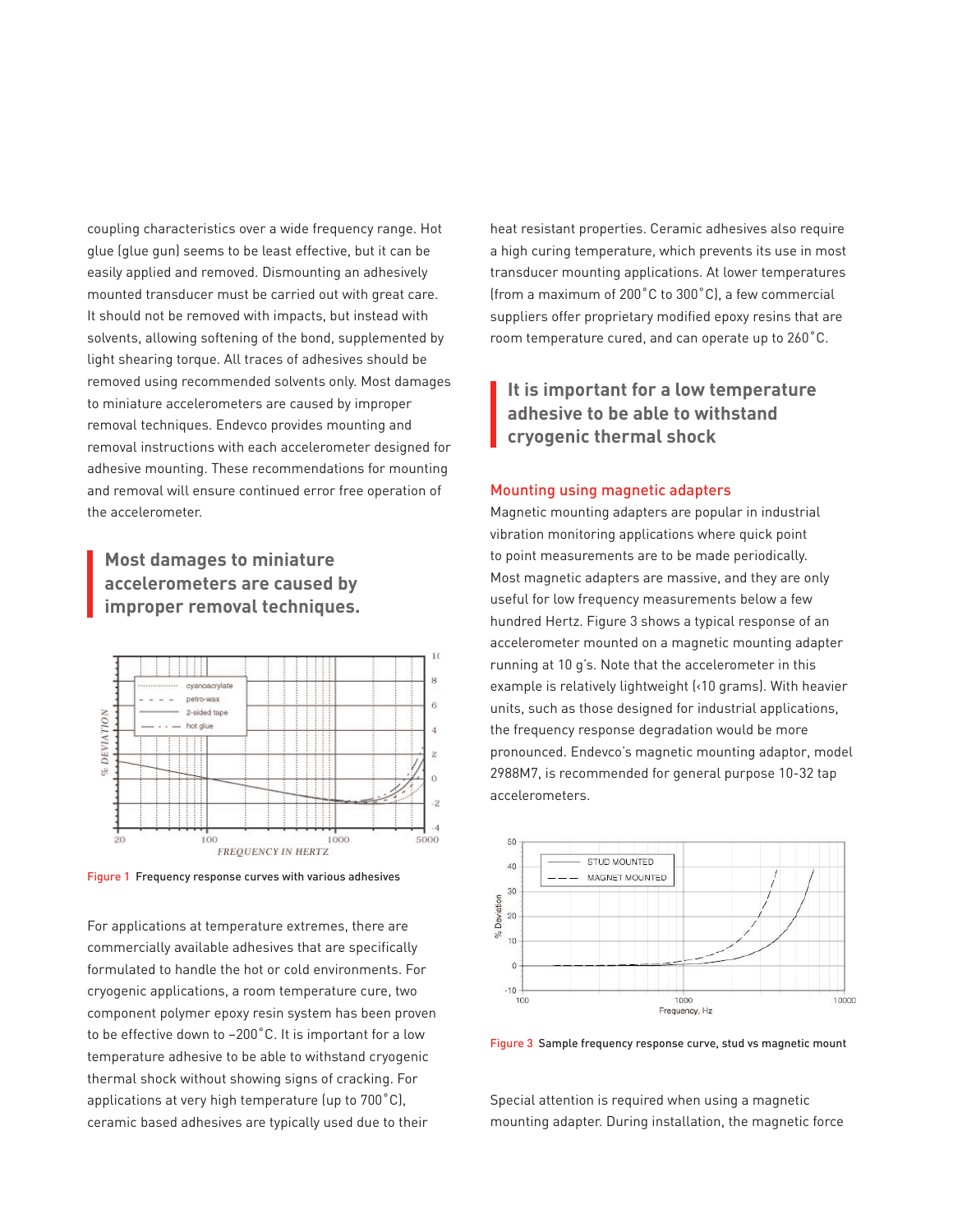coupling characteristics over a wide frequency range. Hot glue (glue gun) seems to be least effective, but it can be easily applied and removed. Dismounting an adhesively mounted transducer must be carried out with great care. It should not be removed with impacts, but instead with solvents, allowing softening of the bond, supplemented by light shearing torque. All traces of adhesives should be removed using recommended solvents only. Most damages to miniature accelerometers are caused by improper removal techniques. Endevco provides mounting and removal instructions with each accelerometer designed for adhesive mounting. These recommendations for mounting and removal will ensure continued error free operation of the accelerometer.

> **Most damages to miniature accelerometers are caused by improper removal techniques.**

Figure 1 Frequency response curves with various adhesives

For applications at temperature extremes, there are commercially available adhesives that are specifically formulated to handle the hot or cold environments. For cryogenic applications, a room temperature cure, two component polymer epoxy resin system has been proven to be effective down to –200˚C. It is important for a low temperature adhesive to be able to withstand cryogenic thermal shock without showing signs of cracking. For applications at very high temperature (up to 700˚C), ceramic based adhesives are typically used due to their heat resistant properties. Ceramic adhesives also require a high curing temperature, which prevents its use in most transducer mounting applications. At lower temperatures (from a maximum of 200˚C to 300˚C), a few commercial suppliers offer proprietary modified epoxy resins that are room temperature cured, and can operate up to 260˚C.

> **It is important for a low temperature adhesive to be able to withstand cryogenic thermal shock**

## Mounting using magnetic adapters

Magnetic mounting adapters are popular in industrial vibration monitoring applications where quick point to point measurements are to be made periodically. Most magnetic adapters are massive, and they are only useful for low frequency measurements below a few hundred Hertz. Figure 3 shows a typical response of an accelerometer mounted on a magnetic mounting adapter running at 10 g's. Note that the accelerometer in this example is relatively lightweight (<10 grams). With heavier units, such as those designed for industrial applications, the frequency response degradation would be more pronounced. Endevco's magnetic mounting adaptor, model 2988M7, is recommended for general purpose 10-32 tap accelerometers.

Figure 3 Sample frequency response curve, stud vs magnetic mount

Special attention is required when using a magnetic mounting adapter. During installation, the magnetic force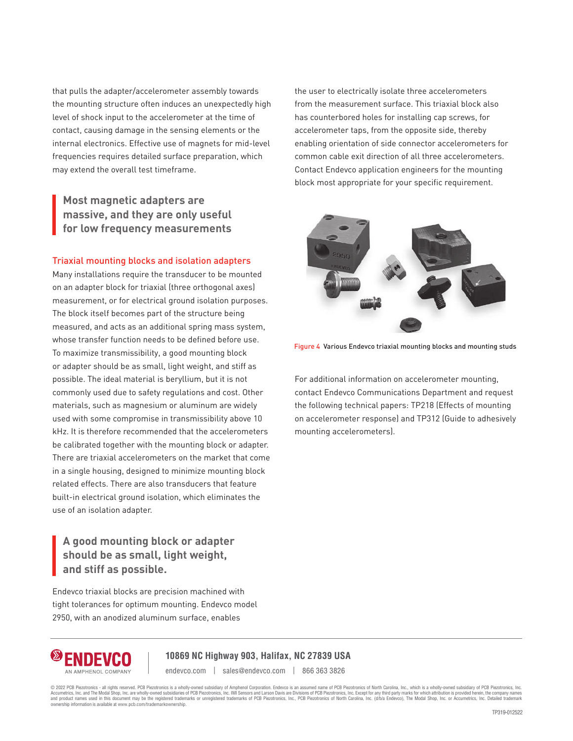that pulls the adapter/accelerometer assembly towards the mounting structure often induces an unexpectedly high level of shock input to the accelerometer at the time of contact, causing damage in the sensing elements or the internal electronics. Effective use of magnets for mid-level frequencies requires detailed surface preparation, which may extend the overall test timeframe.

> **Most magnetic adapters are massive, and they are only useful for low frequency measurements**

## Triaxial mounting blocks and isolation adapters

Many installations require the transducer to be mounted on an adapter block for triaxial (three orthogonal axes) measurement, or for electrical ground isolation purposes. The block itself becomes part of the structure being measured, and acts as an additional spring mass system, whose transfer function needs to be defined before use. To maximize transmissibility, a good mounting block or adapter should be as small, light weight, and stiff as possible. The ideal material is beryllium, but it is not commonly used due to safety regulations and cost. Other materials, such as magnesium or aluminum are widely used with some compromise in transmissibility above 10 kHz. It is therefore recommended that the accelerometers be calibrated together with the mounting block or adapter. There are triaxial accelerometers on the market that come in a single housing, designed to minimize mounting block related effects. There are also transducers that feature built-in electrical ground isolation, which eliminates the use of an isolation adapter.

> **A good mounting block or adapter should be as small, light weight, and stiff as possible.**

Endevco triaxial blocks are precision machined with tight tolerances for optimum mounting. Endevco model 2950, with an anodized aluminum surface, enables the user to electrically isolate three accelerometers from the measurement surface. This triaxial block also has counterbored holes for installing cap screws, for accelerometer taps, from the opposite side, thereby enabling orientation of side connector accelerometers for common cable exit direction of all three accelerometers. Contact Endevco application engineers for the mounting block most appropriate for your specific requirement.

Figure 4 Various Endevco triaxial mounting blocks and mounting studs

For additional information on accelerometer mounting, contact Endevco Communications Department and request the following technical papers: TP218 (Effects of mounting on accelerometer response) and TP312 (Guide to adhesively mounting accelerometers).

ENDEVCO AN AMPHENOL COMPANY

**10869 NC Highway 903, Halifax, NC 27839 USA**

endevco.com | sales@endevco.com | 866 363 3826

© 2022 PCB Piezotronics - all rights reserved. PCB Piezotronics is a wholly-owned subsidiary of Amphenol Corporation. Endevco is an assumed name of PCB Piezotronics of North Carolina, Inc., which is a wholly-owned subsidiary of PCB Piezotronics, Inc. Accumetrics, Inc. and The Modal Shop, Inc. are wholly-owned subsidiaries of PCB Piezotronics, Inc. IMI Sensors and Larson Davis are Divisions of PCB Piezotronics, Inc. Except for any third party marks for which attribution is provided herein, the company names and product names used in this document may be the registered trademarks or unregistered trademarks of PCB Piezotronics, Inc., PCB Piezotronics of North Carolina, Inc. (d/b/a Endevco), The Modal Shop, Inc. or Accumetrics, Inc. Detailed trademark ownership information is available at www.pcb.com/trademarkownership.

TP319-012522